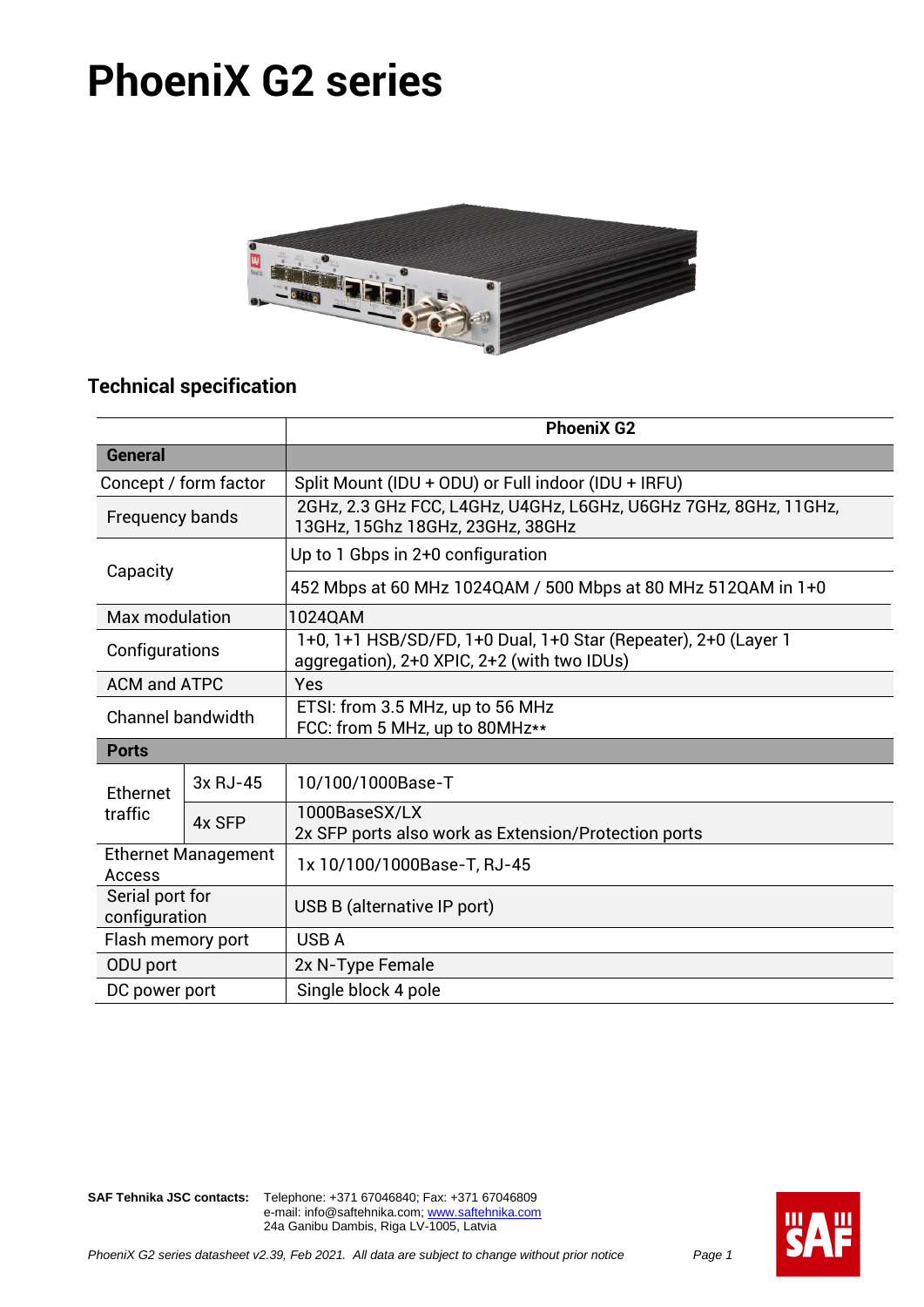# PhoeniX G2 series

## Technical specification

| | | PhoeniX G2 |
|---|---|---|
| **General** | | |
| Concept / form factor | | Split Mount (IDU + ODU) or Full indoor (IDU + IRFU) |
| Frequency bands | | 2GHz, 2.3 GHz FCC, L4GHz, U4GHz, L6GHz, U6GHz 7GHz, 8GHz, 11GHz, 13GHz, 15Ghz 18GHz, 23GHz, 38GHz |
| Capacity | | Up to 1 Gbps in 2+0 configuration |
| | | 452 Mbps at 60 MHz 1024QAM / 500 Mbps at 80 MHz 512QAM in 1+0 |
| Max modulation | | 1024QAM |
| Configurations | | 1+0, 1+1 HSB/SD/FD, 1+0 Dual, 1+0 Star (Repeater), 2+0 (Layer 1 aggregation), 2+0 XPIC, 2+2 (with two IDUs) |
| ACM and ATPC | | Yes |
| Channel bandwidth | | ETSI: from 3.5 MHz, up to 56 MHz<br>FCC: from 5 MHz, up to 80MHz** |
| **Ports** | | |
| Ethernet traffic | 3x RJ-45 | 10/100/1000Base-T |
| | 4x SFP | 1000BaseSX/LX<br>2x SFP ports also work as Extension/Protection ports |
| Ethernet Management Access | | 1x 10/100/1000Base-T, RJ-45 |
| Serial port for configuration | | USB B (alternative IP port) |
| Flash memory port | | USB A |
| ODU port | | 2x N-Type Female |
| DC power port | | Single block 4 pole |

**SAF Tehnika JSC contacts:** Telephone: +371 67046840; Fax: +371 67046809
e-mail: info@saftehnika.com; www.saftehnika.com
24a Ganibu Dambis, Riga LV-1005, Latvia

*PhoeniX G2 series datasheet v2.39, Feb 2021. All data are subject to change without prior notice*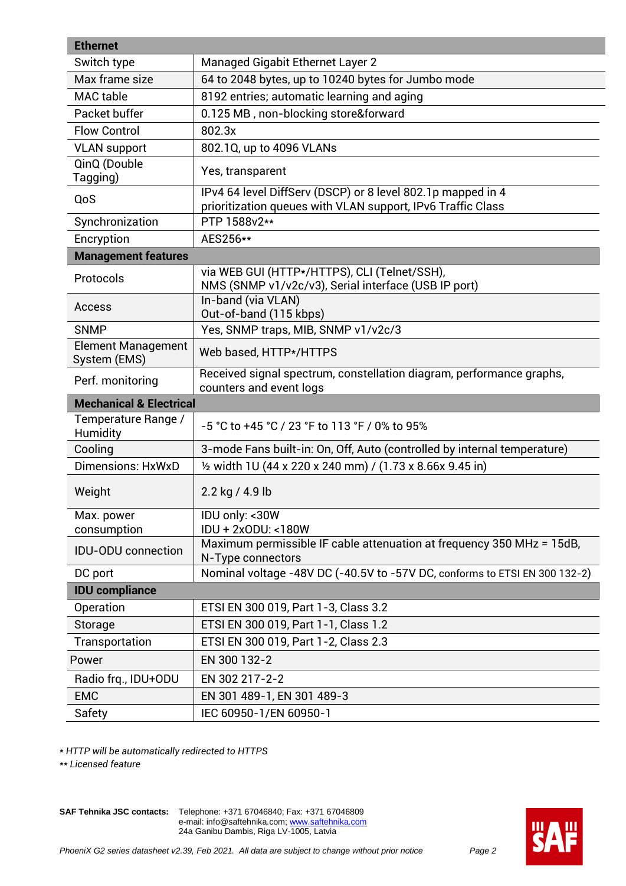| Ethernet | |
|---|---|
| Switch type | Managed Gigabit Ethernet Layer 2 |
| Max frame size | 64 to 2048 bytes, up to 10240 bytes for Jumbo mode |
| MAC table | 8192 entries; automatic learning and aging |
| Packet buffer | 0.125 MB , non-blocking store&forward |
| Flow Control | 802.3x |
| VLAN support | 802.1Q, up to 4096 VLANs |
| QinQ (Double Tagging) | Yes, transparent |
| QoS | IPv4 64 level DiffServ (DSCP) or 8 level 802.1p mapped in 4 prioritization queues with VLAN support, IPv6 Traffic Class |
| Synchronization | PTP 1588v2** |
| Encryption | AES256** |
| **Management features** | |
| Protocols | via WEB GUI (HTTP*/HTTPS), CLI (Telnet/SSH), NMS (SNMP v1/v2c/v3), Serial interface (USB IP port) |
| Access | In-band (via VLAN) Out-of-band (115 kbps) |
| SNMP | Yes, SNMP traps, MIB, SNMP v1/v2c/3 |
| Element Management System (EMS) | Web based, HTTP*/HTTPS |
| Perf. monitoring | Received signal spectrum, constellation diagram, performance graphs, counters and event logs |
| **Mechanical & Electrical** | |
| Temperature Range / Humidity | -5 °C to +45 °C / 23 °F to 113 °F / 0% to 95% |
| Cooling | 3-mode Fans built-in: On, Off, Auto (controlled by internal temperature) |
| Dimensions: HxWxD | ½ width 1U (44 x 220 x 240 mm) / (1.73 x 8.66x 9.45 in) |
| Weight | 2.2 kg / 4.9 lb |
| Max. power consumption | IDU only: <30W IDU + 2xODU: <180W |
| IDU-ODU connection | Maximum permissible IF cable attenuation at frequency 350 MHz = 15dB, N-Type connectors |
| DC port | Nominal voltage -48V DC (-40.5V to -57V DC, conforms to ETSI EN 300 132-2) |
| **IDU compliance** | |
| Operation | ETSI EN 300 019, Part 1-3, Class 3.2 |
| Storage | ETSI EN 300 019, Part 1-1, Class 1.2 |
| Transportation | ETSI EN 300 019, Part 1-2, Class 2.3 |
| Power | EN 300 132-2 |
| Radio frq., IDU+ODU | EN 302 217-2-2 |
| EMC | EN 301 489-1, EN 301 489-3 |
| Safety | IEC 60950-1/EN 60950-1 |

*\* HTTP will be automatically redirected to HTTPS*

*\*\* Licensed feature*

**SAF Tehnika JSC contacts:** Telephone: +371 67046840; Fax: +371 67046809
e-mail: info@saftehnika.com; www.saftehnika.com
24a Ganibu Dambis, Riga LV-1005, Latvia

*PhoeniX G2 series datasheet v2.39, Feb 2021. All data are subject to change without prior notice*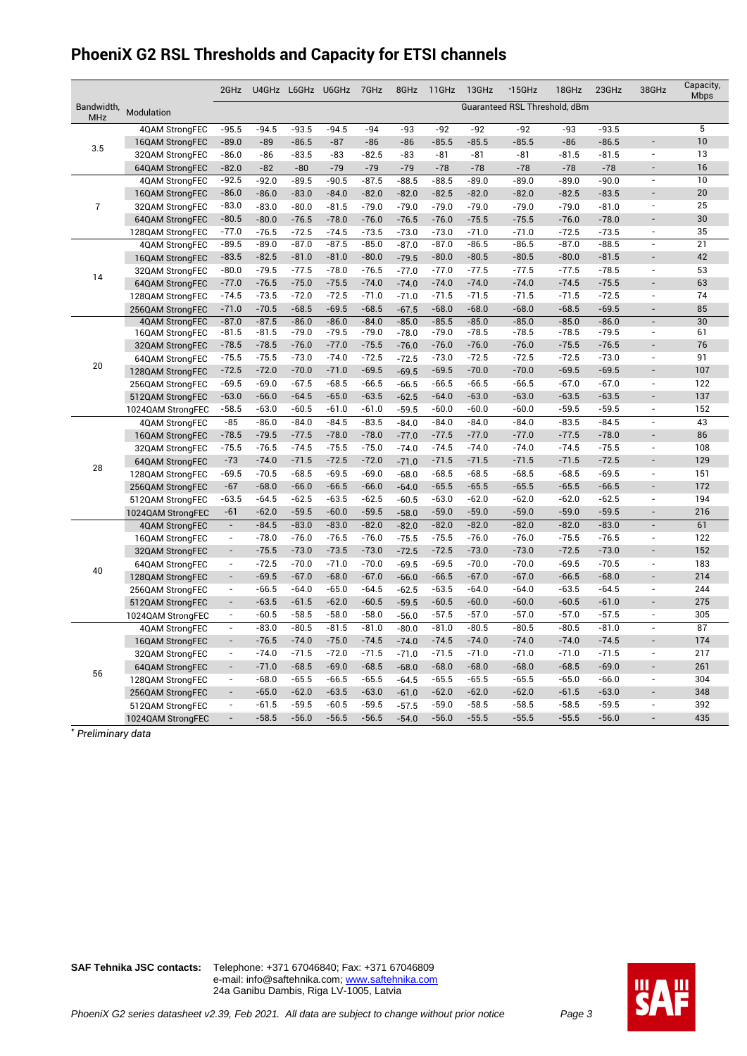# PhoeniX G2 RSL Thresholds and Capacity for ETSI channels

| | | 2GHz | U4GHz | L6GHz | U6GHz | 7GHz | 8GHz | 11GHz | 13GHz | *15GHz | 18GHz | 23GHz | 38GHz | Capacity, Mbps |
|---|---|---|---|---|---|---|---|---|---|---|---|---|---|---|
| Bandwidth, MHz | Modulation | Guaranteed RSL Threshold, dBm | | | | | | | | | | | | |
| 3.5 | 4QAM StrongFEC | -95.5 | -94.5 | -93.5 | -94.5 | -94 | -93 | -92 | -92 | -92 | -93 | -93.5 | | 5 |
| | 16QAM StrongFEC | -89.0 | -89 | -86.5 | -87 | -86 | -86 | -85.5 | -85.5 | -85.5 | -86 | -86.5 | - | 10 |
| | 32QAM StrongFEC | -86.0 | -86 | -83.5 | -83 | -82.5 | -83 | -81 | -81 | -81 | -81.5 | -81.5 | - | 13 |
| | 64QAM StrongFEC | -82.0 | -82 | -80 | -79 | -79 | -79 | -78 | -78 | -78 | -78 | -78 | - | 16 |
| 7 | 4QAM StrongFEC | -92.5 | -92.0 | -89.5 | -90.5 | -87.5 | -88.5 | -88.5 | -89.0 | -89.0 | -89.0 | -90.0 | - | 10 |
| | 16QAM StrongFEC | -86.0 | -86.0 | -83.0 | -84.0 | -82.0 | -82.0 | -82.5 | -82.0 | -82.0 | -82.5 | -83.5 | - | 20 |
| | 32QAM StrongFEC | -83.0 | -83.0 | -80.0 | -81.5 | -79.0 | -79.0 | -79.0 | -79.0 | -79.0 | -79.0 | -81.0 | - | 25 |
| | 64QAM StrongFEC | -80.5 | -80.0 | -76.5 | -78.0 | -76.0 | -76.5 | -76.0 | -75.5 | -75.5 | -76.0 | -78.0 | - | 30 |
| | 128QAM StrongFEC | -77.0 | -76.5 | -72.5 | -74.5 | -73.5 | -73.0 | -73.0 | -71.0 | -71.0 | -72.5 | -73.5 | - | 35 |
| 14 | 4QAM StrongFEC | -89.5 | -89.0 | -87.0 | -87.5 | -85.0 | -87.0 | -87.0 | -86.5 | -86.5 | -87.0 | -88.5 | - | 21 |
| | 16QAM StrongFEC | -83.5 | -82.5 | -81.0 | -81.0 | -80.0 | -79.5 | -80.0 | -80.5 | -80.5 | -80.0 | -81.5 | - | 42 |
| | 32QAM StrongFEC | -80.0 | -79.5 | -77.5 | -78.0 | -76.5 | -77.0 | -77.0 | -77.5 | -77.5 | -77.5 | -78.5 | - | 53 |
| | 64QAM StrongFEC | -77.0 | -76.5 | -75.0 | -75.5 | -74.0 | -74.0 | -74.0 | -74.0 | -74.0 | -74.5 | -75.5 | - | 63 |
| | 128QAM StrongFEC | -74.5 | -73.5 | -72.0 | -72.5 | -71.0 | -71.0 | -71.5 | -71.5 | -71.5 | -71.5 | -72.5 | - | 74 |
| | 256QAM StrongFEC | -71.0 | -70.5 | -68.5 | -69.5 | -68.5 | -67.5 | -68.0 | -68.0 | -68.0 | -68.5 | -69.5 | - | 85 |
| 20 | 4QAM StrongFEC | -87.0 | -87.5 | -86.0 | -86.0 | -84.0 | -85.0 | -85.5 | -85.0 | -85.0 | -85.0 | -86.0 | - | 30 |
| | 16QAM StrongFEC | -81.5 | -81.5 | -79.0 | -79.5 | -79.0 | -78.0 | -79.0 | -78.5 | -78.5 | -78.5 | -79.5 | - | 61 |
| | 32QAM StrongFEC | -78.5 | -78.5 | -76.0 | -77.0 | -75.5 | -76.0 | -76.0 | -76.0 | -76.0 | -75.5 | -76.5 | - | 76 |
| | 64QAM StrongFEC | -75.5 | -75.5 | -73.0 | -74.0 | -72.5 | -72.5 | -73.0 | -72.5 | -72.5 | -72.5 | -73.0 | - | 91 |
| | 128QAM StrongFEC | -72.5 | -72.0 | -70.0 | -71.0 | -69.5 | -69.5 | -69.5 | -70.0 | -70.0 | -69.5 | -69.5 | - | 107 |
| | 256QAM StrongFEC | -69.5 | -69.0 | -67.5 | -68.5 | -66.5 | -66.5 | -66.5 | -66.5 | -66.5 | -67.0 | -67.0 | - | 122 |
| | 512QAM StrongFEC | -63.0 | -66.0 | -64.5 | -65.0 | -63.5 | -62.5 | -64.0 | -63.0 | -63.0 | -63.5 | -63.5 | - | 137 |
| | 1024QAM StrongFEC | -58.5 | -63.0 | -60.5 | -61.0 | -61.0 | -59.5 | -60.0 | -60.0 | -60.0 | -59.5 | -59.5 | - | 152 |
| 28 | 4QAM StrongFEC | -85 | -86.0 | -84.0 | -84.5 | -83.5 | -84.0 | -84.0 | -84.0 | -84.0 | -83.5 | -84.5 | - | 43 |
| | 16QAM StrongFEC | -78.5 | -79.5 | -77.5 | -78.0 | -78.0 | -77.0 | -77.5 | -77.0 | -77.0 | -77.5 | -78.0 | - | 86 |
| | 32QAM StrongFEC | -75.5 | -76.5 | -74.5 | -75.5 | -75.0 | -74.0 | -74.5 | -74.0 | -74.0 | -74.5 | -75.5 | - | 108 |
| | 64QAM StrongFEC | -73 | -74.0 | -71.5 | -72.5 | -72.0 | -71.0 | -71.5 | -71.5 | -71.5 | -71.5 | -72.5 | - | 129 |
| | 128QAM StrongFEC | -69.5 | -70.5 | -68.5 | -69.5 | -69.0 | -68.0 | -68.5 | -68.5 | -68.5 | -68.5 | -69.5 | - | 151 |
| | 256QAM StrongFEC | -67 | -68.0 | -66.0 | -66.5 | -66.0 | -64.0 | -65.5 | -65.5 | -65.5 | -65.5 | -66.5 | - | 172 |
| | 512QAM StrongFEC | -63.5 | -64.5 | -62.5 | -63.5 | -62.5 | -60.5 | -63.0 | -62.0 | -62.0 | -62.0 | -62.5 | - | 194 |
| | 1024QAM StrongFEC | -61 | -62.0 | -59.5 | -60.0 | -59.5 | -58.0 | -59.0 | -59.0 | -59.0 | -59.0 | -59.5 | - | 216 |
| 40 | 4QAM StrongFEC | - | -84.5 | -83.0 | -83.0 | -82.0 | -82.0 | -82.0 | -82.0 | -82.0 | -82.0 | -83.0 | - | 61 |
| | 16QAM StrongFEC | - | -78.0 | -76.0 | -76.5 | -76.0 | -75.5 | -75.5 | -76.0 | -76.0 | -75.5 | -76.5 | - | 122 |
| | 32QAM StrongFEC | - | -75.5 | -73.0 | -73.5 | -73.0 | -72.5 | -72.5 | -73.0 | -73.0 | -72.5 | -73.0 | - | 152 |
| | 64QAM StrongFEC | - | -72.5 | -70.0 | -71.0 | -70.0 | -69.5 | -69.5 | -70.0 | -70.0 | -69.5 | -70.5 | - | 183 |
| | 128QAM StrongFEC | - | -69.5 | -67.0 | -68.0 | -67.0 | -66.0 | -66.5 | -67.0 | -67.0 | -66.5 | -68.0 | - | 214 |
| | 256QAM StrongFEC | - | -66.5 | -64.0 | -65.0 | -64.5 | -62.5 | -63.5 | -64.0 | -64.0 | -63.5 | -64.5 | - | 244 |
| | 512QAM StrongFEC | - | -63.5 | -61.5 | -62.0 | -60.5 | -59.5 | -60.5 | -60.0 | -60.0 | -60.5 | -61.0 | - | 275 |
| | 1024QAM StrongFEC | - | -60.5 | -58.5 | -58.0 | -58.0 | -56.0 | -57.5 | -57.0 | -57.0 | -57.0 | -57.5 | - | 305 |
| 56 | 4QAM StrongFEC | - | -83.0 | -80.5 | -81.5 | -81.0 | -80.0 | -81.0 | -80.5 | -80.5 | -80.5 | -81.0 | - | 87 |
| | 16QAM StrongFEC | - | -76.5 | -74.0 | -75.0 | -74.5 | -74.0 | -74.5 | -74.0 | -74.0 | -74.0 | -74.5 | - | 174 |
| | 32QAM StrongFEC | - | -74.0 | -71.5 | -72.0 | -71.5 | -71.0 | -71.5 | -71.0 | -71.0 | -71.0 | -71.5 | - | 217 |
| | 64QAM StrongFEC | - | -71.0 | -68.5 | -69.0 | -68.5 | -68.0 | -68.0 | -68.0 | -68.0 | -68.5 | -69.0 | - | 261 |
| | 128QAM StrongFEC | - | -68.0 | -65.5 | -66.5 | -65.5 | -64.5 | -65.5 | -65.5 | -65.5 | -65.0 | -66.0 | - | 304 |
| | 256QAM StrongFEC | - | -65.0 | -62.0 | -63.5 | -63.0 | -61.0 | -62.0 | -62.0 | -62.0 | -61.5 | -63.0 | - | 348 |
| | 512QAM StrongFEC | - | -61.5 | -59.5 | -60.5 | -59.5 | -57.5 | -59.0 | -58.5 | -58.5 | -58.5 | -59.5 | - | 392 |
| | 1024QAM StrongFEC | - | -58.5 | -56.0 | -56.5 | -56.5 | -54.0 | -56.0 | -55.5 | -55.5 | -55.5 | -56.0 | - | 435 |

\* *Preliminary data*

**SAF Tehnika JSC contacts:** Telephone: +371 67046840; Fax: +371 67046809
e-mail: info@saftehnika.com; www.saftehnika.com
24a Ganibu Dambis, Riga LV-1005, Latvia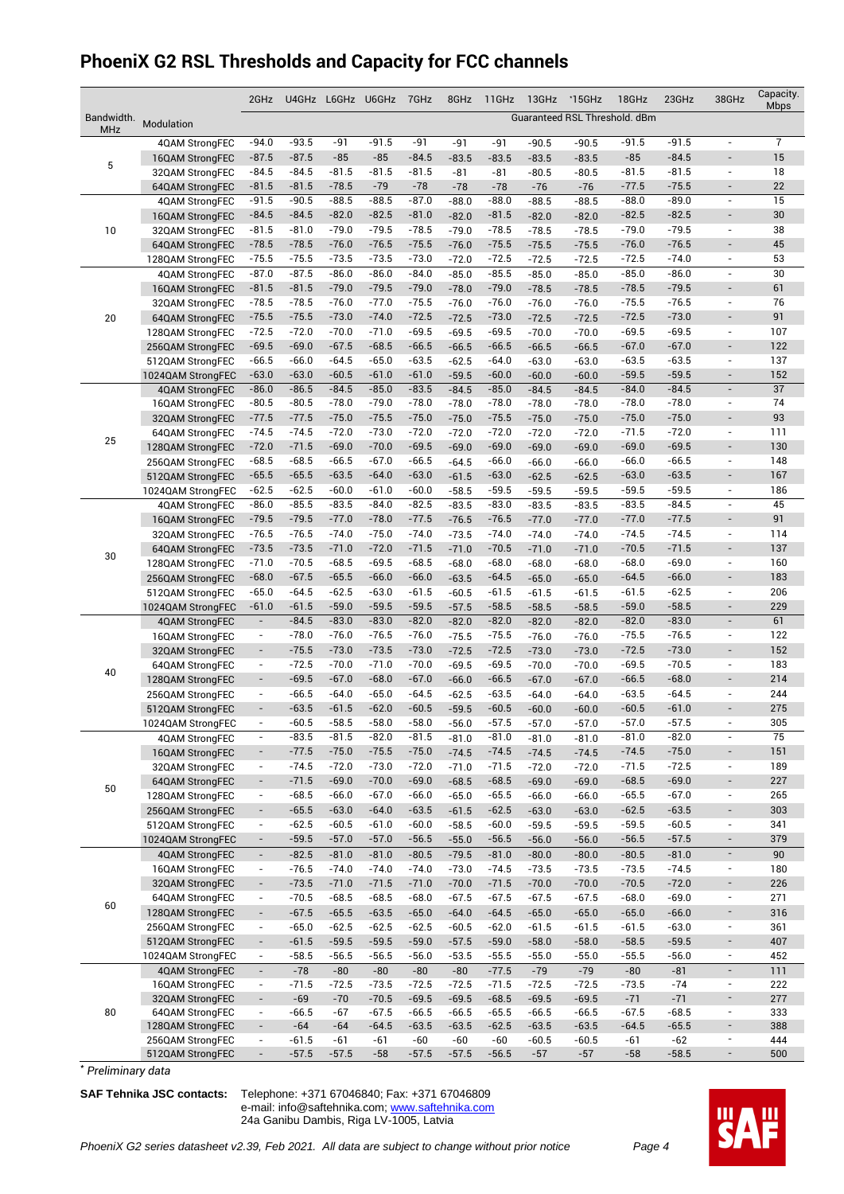# PhoeniX G2 RSL Thresholds and Capacity for FCC channels

| | | 2GHz | U4GHz | L6GHz | U6GHz | 7GHz | 8GHz | 11GHz | 13GHz | *15GHz | 18GHz | 23GHz | 38GHz | Capacity. Mbps |
|---|---|---|---|---|---|---|---|---|---|---|---|---|---|---|
| Bandwidth. MHz | Modulation | Guaranteed RSL Threshold. dBm | | | | | | | | | | | | |
| 5 | 4QAM StrongFEC | -94.0 | -93.5 | -91 | -91.5 | -91 | -91 | -91 | -90.5 | -90.5 | -91.5 | -91.5 | - | 7 |
| | 16QAM StrongFEC | -87.5 | -87.5 | -85 | -85 | -84.5 | -83.5 | -83.5 | -83.5 | -83.5 | -85 | -84.5 | - | 15 |
| | 32QAM StrongFEC | -84.5 | -84.5 | -81.5 | -81.5 | -81.5 | -81 | -81 | -80.5 | -80.5 | -81.5 | -81.5 | - | 18 |
| | 64QAM StrongFEC | -81.5 | -81.5 | -78.5 | -79 | -78 | -78 | -78 | -76 | -76 | -77.5 | -75.5 | - | 22 |
| 10 | 4QAM StrongFEC | -91.5 | -90.5 | -88.5 | -88.5 | -87.0 | -88.0 | -88.0 | -88.5 | -88.5 | -88.0 | -89.0 | - | 15 |
| | 16QAM StrongFEC | -84.5 | -84.5 | -82.0 | -82.5 | -81.0 | -82.0 | -81.5 | -82.0 | -82.0 | -82.5 | -82.5 | - | 30 |
| | 32QAM StrongFEC | -81.5 | -81.0 | -79.0 | -79.5 | -78.5 | -79.0 | -78.5 | -78.5 | -78.5 | -79.0 | -79.5 | - | 38 |
| | 64QAM StrongFEC | -78.5 | -78.5 | -76.0 | -76.5 | -75.5 | -76.0 | -75.5 | -75.5 | -75.5 | -76.0 | -76.5 | - | 45 |
| | 128QAM StrongFEC | -75.5 | -75.5 | -73.5 | -73.5 | -73.0 | -72.0 | -72.5 | -72.5 | -72.5 | -72.5 | -74.0 | - | 53 |
| 20 | 4QAM StrongFEC | -87.0 | -87.5 | -86.0 | -86.0 | -84.0 | -85.0 | -85.5 | -85.0 | -85.0 | -85.0 | -86.0 | - | 30 |
| | 16QAM StrongFEC | -81.5 | -81.5 | -79.0 | -79.5 | -79.0 | -78.0 | -79.0 | -78.5 | -78.5 | -78.5 | -79.5 | - | 61 |
| | 32QAM StrongFEC | -78.5 | -78.5 | -76.0 | -77.0 | -75.5 | -76.0 | -76.0 | -76.0 | -76.0 | -75.5 | -76.5 | - | 76 |
| | 64QAM StrongFEC | -75.5 | -75.5 | -73.0 | -74.0 | -72.5 | -72.5 | -73.0 | -72.5 | -72.5 | -72.5 | -73.0 | - | 91 |
| | 128QAM StrongFEC | -72.5 | -72.0 | -70.0 | -71.0 | -69.5 | -69.5 | -69.5 | -70.0 | -70.0 | -69.5 | -69.5 | - | 107 |
| | 256QAM StrongFEC | -69.5 | -69.0 | -67.5 | -68.5 | -66.5 | -66.5 | -66.5 | -66.5 | -66.5 | -67.0 | -67.0 | - | 122 |
| | 512QAM StrongFEC | -66.5 | -66.0 | -64.5 | -65.0 | -63.5 | -62.5 | -64.0 | -63.0 | -63.0 | -63.5 | -63.5 | - | 137 |
| | 1024QAM StrongFEC | -63.0 | -63.0 | -60.5 | -61.0 | -61.0 | -59.5 | -60.0 | -60.0 | -60.0 | -59.5 | -59.5 | - | 152 |
| 25 | 4QAM StrongFEC | -86.0 | -86.5 | -84.5 | -85.0 | -83.5 | -84.5 | -85.0 | -84.5 | -84.5 | -84.0 | -84.5 | - | 37 |
| | 16QAM StrongFEC | -80.5 | -80.5 | -78.0 | -79.0 | -78.0 | -78.0 | -78.0 | -78.0 | -78.0 | -78.0 | -78.0 | - | 74 |
| | 32QAM StrongFEC | -77.5 | -77.5 | -75.0 | -75.5 | -75.0 | -75.0 | -75.5 | -75.0 | -75.0 | -75.0 | -75.0 | - | 93 |
| | 64QAM StrongFEC | -74.5 | -74.5 | -72.0 | -73.0 | -72.0 | -72.0 | -72.0 | -72.0 | -72.0 | -71.5 | -72.0 | - | 111 |
| | 128QAM StrongFEC | -72.0 | -71.5 | -69.0 | -70.0 | -69.5 | -69.0 | -69.0 | -69.0 | -69.0 | -69.0 | -69.5 | - | 130 |
| | 256QAM StrongFEC | -68.5 | -68.5 | -66.5 | -67.0 | -66.5 | -64.5 | -66.0 | -66.0 | -66.0 | -66.0 | -66.5 | - | 148 |
| | 512QAM StrongFEC | -65.5 | -65.5 | -63.5 | -64.0 | -63.0 | -61.5 | -63.0 | -62.5 | -62.5 | -63.0 | -63.5 | - | 167 |
| | 1024QAM StrongFEC | -62.5 | -62.5 | -60.0 | -61.0 | -60.0 | -58.5 | -59.5 | -59.5 | -59.5 | -59.5 | -59.5 | - | 186 |
| 30 | 4QAM StrongFEC | -86.0 | -85.5 | -83.5 | -84.0 | -82.5 | -83.5 | -83.0 | -83.5 | -83.5 | -83.5 | -84.5 | - | 45 |
| | 16QAM StrongFEC | -79.5 | -79.5 | -77.0 | -78.0 | -77.5 | -76.5 | -76.5 | -77.0 | -77.0 | -77.0 | -77.5 | - | 91 |
| | 32QAM StrongFEC | -76.5 | -76.5 | -74.0 | -75.0 | -74.0 | -73.5 | -74.0 | -74.0 | -74.0 | -74.5 | -74.5 | - | 114 |
| | 64QAM StrongFEC | -73.5 | -73.5 | -71.0 | -72.0 | -71.5 | -71.0 | -70.5 | -71.0 | -71.0 | -70.5 | -71.5 | - | 137 |
| | 128QAM StrongFEC | -71.0 | -70.5 | -68.5 | -69.5 | -68.5 | -68.0 | -68.0 | -68.0 | -68.0 | -68.0 | -69.0 | - | 160 |
| | 256QAM StrongFEC | -68.0 | -67.5 | -65.5 | -66.0 | -66.0 | -63.5 | -64.5 | -65.0 | -65.0 | -64.5 | -66.0 | - | 183 |
| | 512QAM StrongFEC | -65.0 | -64.5 | -62.5 | -63.0 | -61.5 | -60.5 | -61.5 | -61.5 | -61.5 | -61.5 | -62.5 | - | 206 |
| | 1024QAM StrongFEC | -61.0 | -61.5 | -59.0 | -59.5 | -59.5 | -57.5 | -58.5 | -58.5 | -58.5 | -59.0 | -58.5 | - | 229 |
| 40 | 4QAM StrongFEC | - | -84.5 | -83.0 | -83.0 | -82.0 | -82.0 | -82.0 | -82.0 | -82.0 | -82.0 | -83.0 | - | 61 |
| | 16QAM StrongFEC | - | -78.0 | -76.0 | -76.5 | -76.0 | -75.5 | -75.5 | -76.0 | -76.0 | -75.5 | -76.5 | - | 122 |
| | 32QAM StrongFEC | - | -75.5 | -73.0 | -73.5 | -73.0 | -72.5 | -72.5 | -73.0 | -73.0 | -72.5 | -73.0 | - | 152 |
| | 64QAM StrongFEC | - | -72.5 | -70.0 | -71.0 | -70.0 | -69.5 | -69.5 | -70.0 | -70.0 | -69.5 | -70.5 | - | 183 |
| | 128QAM StrongFEC | - | -69.5 | -67.0 | -68.0 | -67.0 | -66.0 | -66.5 | -67.0 | -67.0 | -66.5 | -68.0 | - | 214 |
| | 256QAM StrongFEC | - | -66.5 | -64.0 | -65.0 | -64.5 | -62.5 | -63.5 | -64.0 | -64.0 | -63.5 | -64.5 | - | 244 |
| | 512QAM StrongFEC | - | -63.5 | -61.5 | -62.0 | -60.5 | -59.5 | -60.5 | -60.0 | -60.0 | -60.5 | -61.0 | - | 275 |
| | 1024QAM StrongFEC | - | -60.5 | -58.5 | -58.0 | -58.0 | -56.0 | -57.5 | -57.0 | -57.0 | -57.0 | -57.5 | - | 305 |
| 50 | 4QAM StrongFEC | - | -83.5 | -81.5 | -82.0 | -81.5 | -81.0 | -81.0 | -81.0 | -81.0 | -81.0 | -82.0 | - | 75 |
| | 16QAM StrongFEC | - | -77.5 | -75.0 | -75.5 | -75.0 | -74.5 | -74.5 | -74.5 | -74.5 | -74.5 | -75.0 | - | 151 |
| | 32QAM StrongFEC | - | -74.5 | -72.0 | -73.0 | -72.0 | -71.0 | -71.5 | -72.0 | -72.0 | -71.5 | -72.5 | - | 189 |
| | 64QAM StrongFEC | - | -71.5 | -69.0 | -70.0 | -69.0 | -68.5 | -68.5 | -69.0 | -69.0 | -68.5 | -69.0 | - | 227 |
| | 128QAM StrongFEC | - | -68.5 | -66.0 | -67.0 | -66.0 | -65.0 | -65.5 | -66.0 | -66.0 | -65.5 | -67.0 | - | 265 |
| | 256QAM StrongFEC | - | -65.5 | -63.0 | -64.0 | -63.5 | -61.5 | -62.5 | -63.0 | -63.0 | -62.5 | -63.5 | - | 303 |
| | 512QAM StrongFEC | - | -62.5 | -60.5 | -61.0 | -60.0 | -58.5 | -60.0 | -59.5 | -59.5 | -59.5 | -60.5 | - | 341 |
| | 1024QAM StrongFEC | - | -59.5 | -57.0 | -57.0 | -56.5 | -55.0 | -56.5 | -56.0 | -56.0 | -56.5 | -57.5 | - | 379 |
| 60 | 4QAM StrongFEC | - | -82.5 | -81.0 | -81.0 | -80.5 | -79.5 | -81.0 | -80.0 | -80.0 | -80.5 | -81.0 | - | 90 |
| | 16QAM StrongFEC | - | -76.5 | -74.0 | -74.0 | -74.0 | -73.0 | -74.5 | -73.5 | -73.5 | -73.5 | -74.5 | - | 180 |
| | 32QAM StrongFEC | - | -73.5 | -71.0 | -71.5 | -71.0 | -70.0 | -71.5 | -70.0 | -70.0 | -70.5 | -72.0 | - | 226 |
| | 64QAM StrongFEC | - | -70.5 | -68.5 | -68.5 | -68.0 | -67.5 | -67.5 | -67.5 | -67.5 | -68.0 | -69.0 | - | 271 |
| | 128QAM StrongFEC | - | -67.5 | -65.5 | -63.5 | -65.0 | -64.0 | -64.5 | -65.0 | -65.0 | -65.0 | -66.0 | - | 316 |
| | 256QAM StrongFEC | - | -65.0 | -62.5 | -62.5 | -62.5 | -60.5 | -62.0 | -61.5 | -61.5 | -61.5 | -63.0 | - | 361 |
| | 512QAM StrongFEC | - | -61.5 | -59.5 | -59.5 | -59.0 | -57.5 | -59.0 | -58.0 | -58.0 | -58.5 | -59.5 | - | 407 |
| | 1024QAM StrongFEC | - | -58.5 | -56.5 | -56.5 | -56.0 | -53.5 | -55.5 | -55.0 | -55.0 | -55.5 | -56.0 | - | 452 |
| 80 | 4QAM StrongFEC | - | -78 | -80 | -80 | -80 | -80 | -77.5 | -79 | -79 | -80 | -81 | - | 111 |
| | 16QAM StrongFEC | - | -71.5 | -72.5 | -73.5 | -72.5 | -72.5 | -71.5 | -72.5 | -72.5 | -73.5 | -74 | - | 222 |
| | 32QAM StrongFEC | - | -69 | -70 | -70.5 | -69.5 | -69.5 | -68.5 | -69.5 | -69.5 | -71 | -71 | - | 277 |
| | 64QAM StrongFEC | - | -66.5 | -67 | -67.5 | -66.5 | -66.5 | -65.5 | -66.5 | -66.5 | -67.5 | -68.5 | - | 333 |
| | 128QAM StrongFEC | - | -64 | -64 | -64.5 | -63.5 | -63.5 | -62.5 | -63.5 | -63.5 | -64.5 | -65.5 | - | 388 |
| | 256QAM StrongFEC | - | -61.5 | -61 | -61 | -60 | -60 | -60 | -60.5 | -60.5 | -61 | -62 | - | 444 |
| | 512QAM StrongFEC | - | -57.5 | -57.5 | -58 | -57.5 | -57.5 | -56.5 | -57 | -57 | -58 | -58.5 | - | 500 |

*\* Preliminary data*

**SAF Tehnika JSC contacts:** Telephone: +371 67046840; Fax: +371 67046809
e-mail: info@saftehnika.com; www.saftehnika.com
24a Ganibu Dambis, Riga LV-1005, Latvia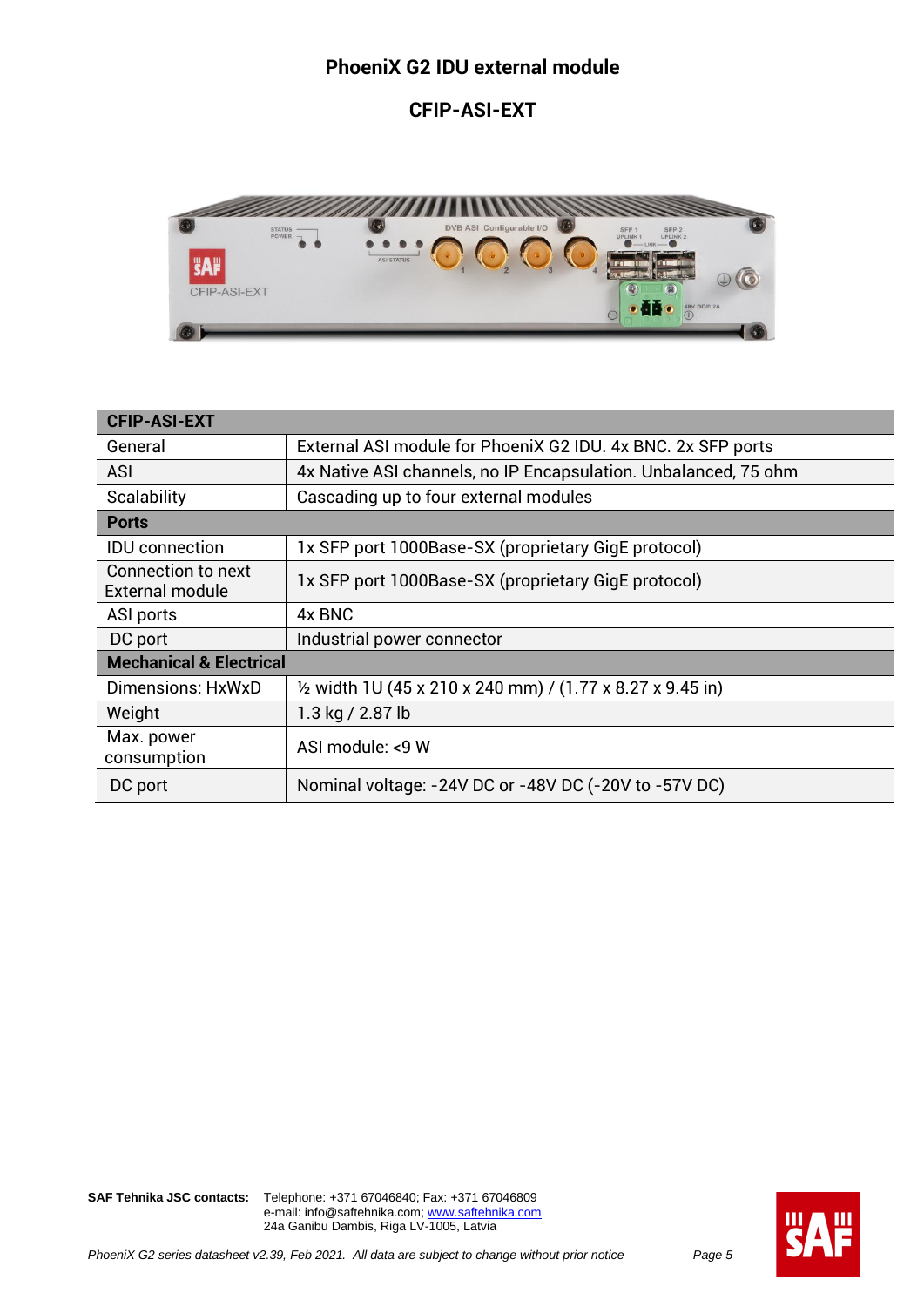# PhoeniX G2 IDU external module

## CFIP-ASI-EXT

| CFIP-ASI-EXT | |
|---|---|
| General | External ASI module for PhoeniX G2 IDU. 4x BNC. 2x SFP ports |
| ASI | 4x Native ASI channels, no IP Encapsulation. Unbalanced, 75 ohm |
| Scalability | Cascading up to four external modules |
| **Ports** | |
| IDU connection | 1x SFP port 1000Base-SX (proprietary GigE protocol) |
| Connection to next External module | 1x SFP port 1000Base-SX (proprietary GigE protocol) |
| ASI ports | 4x BNC |
| DC port | Industrial power connector |
| **Mechanical & Electrical** | |
| Dimensions: HxWxD | ½ width 1U (45 x 210 x 240 mm) / (1.77 x 8.27 x 9.45 in) |
| Weight | 1.3 kg / 2.87 lb |
| Max. power consumption | ASI module: <9 W |
| DC port | Nominal voltage: -24V DC or -48V DC (-20V to -57V DC) |

**SAF Tehnika JSC contacts:** Telephone: +371 67046840; Fax: +371 67046809
e-mail: info@saftehnika.com; www.saftehnika.com
24a Ganibu Dambis, Riga LV-1005, Latvia

*PhoeniX G2 series datasheet v2.39, Feb 2021. All data are subject to change without prior notice*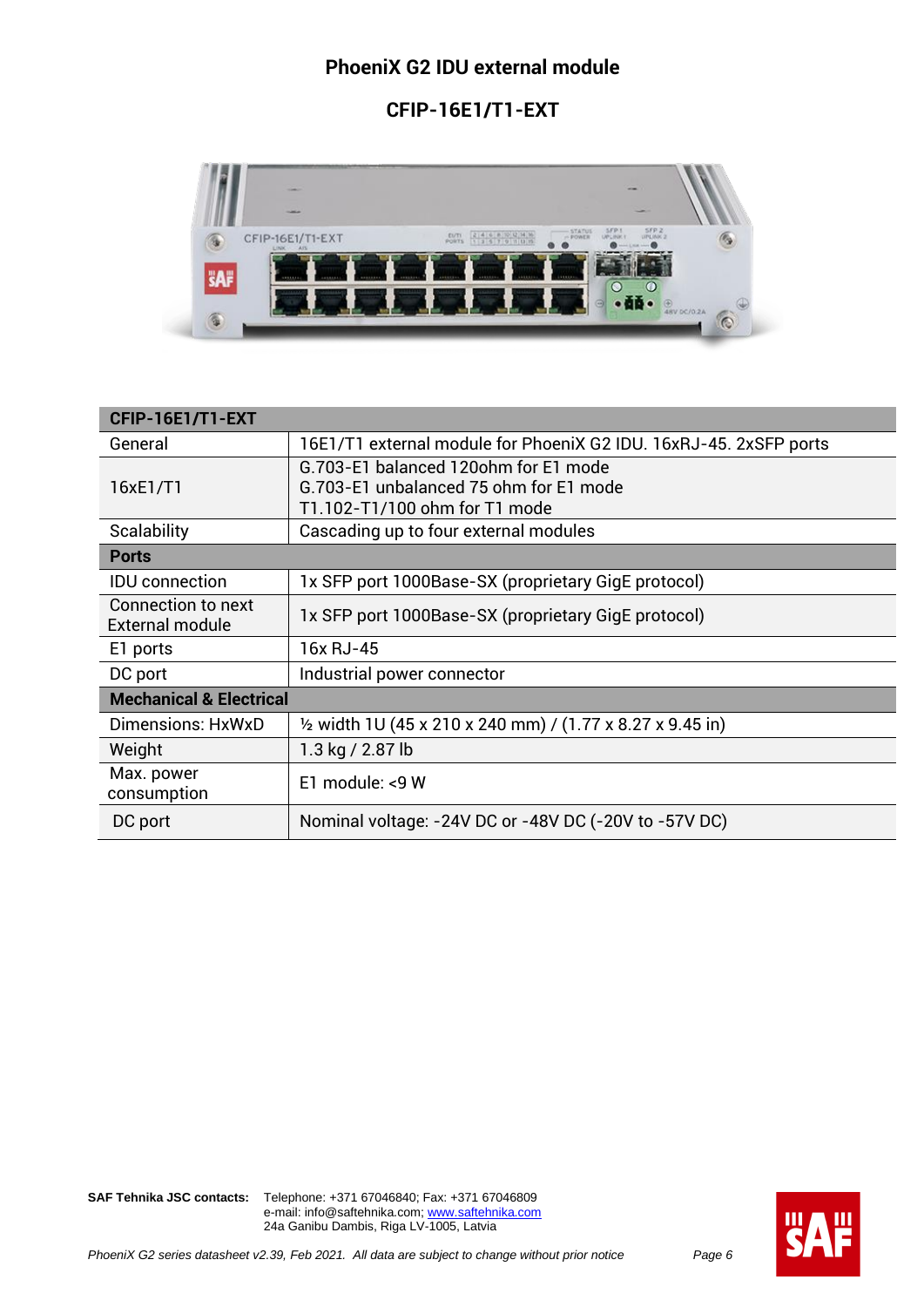# PhoeniX G2 IDU external module

## CFIP-16E1/T1-EXT

| CFIP-16E1/T1-EXT | |
|---|---|
| General | 16E1/T1 external module for PhoeniX G2 IDU. 16xRJ-45. 2xSFP ports |
| 16xE1/T1 | G.703-E1 balanced 120ohm for E1 mode<br>G.703-E1 unbalanced 75 ohm for E1 mode<br>T1.102-T1/100 ohm for T1 mode |
| Scalability | Cascading up to four external modules |
| **Ports** | |
| IDU connection | 1x SFP port 1000Base-SX (proprietary GigE protocol) |
| Connection to next External module | 1x SFP port 1000Base-SX (proprietary GigE protocol) |
| E1 ports | 16x RJ-45 |
| DC port | Industrial power connector |
| **Mechanical & Electrical** | |
| Dimensions: HxWxD | ½ width 1U (45 x 210 x 240 mm) / (1.77 x 8.27 x 9.45 in) |
| Weight | 1.3 kg / 2.87 lb |
| Max. power consumption | E1 module: <9 W |
| DC port | Nominal voltage: -24V DC or -48V DC (-20V to -57V DC) |

**SAF Tehnika JSC contacts:** Telephone: +371 67046840; Fax: +371 67046809
e-mail: info@saftehnika.com; www.saftehnika.com
24a Ganibu Dambis, Riga LV-1005, Latvia

*PhoeniX G2 series datasheet v2.39, Feb 2021. All data are subject to change without prior notice*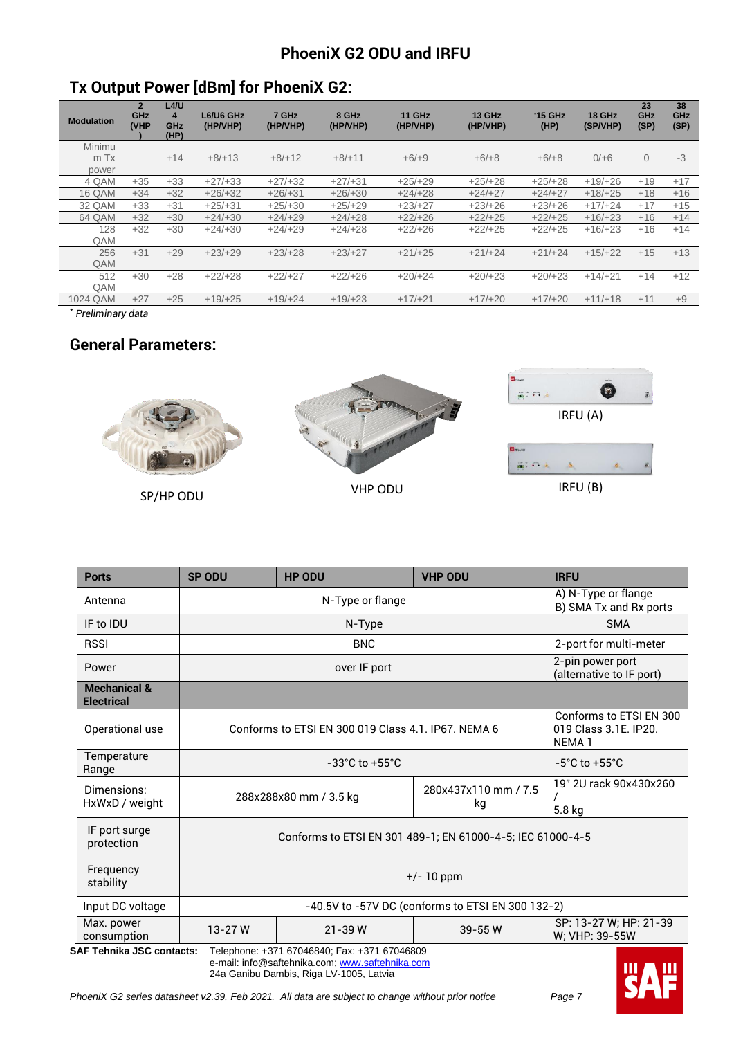## Tx Output Power [dBm] for PhoeniX G2:

| Modulation | 2 GHz (VHP) | L4/U4 GHz (HP) | L6/U6 GHz (HP/VHP) | 7 GHz (HP/VHP) | 8 GHz (HP/VHP) | 11 GHz (HP/VHP) | 13 GHz (HP/VHP) | *15 GHz (HP) | 18 GHz (SP/VHP) | 23 GHz (SP) | 38 GHz (SP) |
|---|---|---|---|---|---|---|---|---|---|---|---|
| Minimum Tx power | | +14 | +8/+13 | +8/+12 | +8/+11 | +6/+9 | +6/+8 | +6/+8 | 0/+6 | 0 | -3 |
| 4 QAM | +35 | +33 | +27/+33 | +27/+32 | +27/+31 | +25/+29 | +25/+28 | +25/+28 | +19/+26 | +19 | +17 |
| 16 QAM | +34 | +32 | +26/+32 | +26/+31 | +26/+30 | +24/+28 | +24/+27 | +24/+27 | +18/+25 | +18 | +16 |
| 32 QAM | +33 | +31 | +25/+31 | +25/+30 | +25/+29 | +23/+27 | +23/+26 | +23/+26 | +17/+24 | +17 | +15 |
| 64 QAM | +32 | +30 | +24/+30 | +24/+29 | +24/+28 | +22/+26 | +22/+25 | +22/+25 | +16/+23 | +16 | +14 |
| 128 QAM | +32 | +30 | +24/+30 | +24/+29 | +24/+28 | +22/+26 | +22/+25 | +22/+25 | +16/+23 | +16 | +14 |
| 256 QAM | +31 | +29 | +23/+29 | +23/+28 | +23/+27 | +21/+25 | +21/+24 | +21/+24 | +15/+22 | +15 | +13 |
| 512 QAM | +30 | +28 | +22/+28 | +22/+27 | +22/+26 | +20/+24 | +20/+23 | +20/+23 | +14/+21 | +14 | +12 |
| 1024 QAM | +27 | +25 | +19/+25 | +19/+24 | +19/+23 | +17/+21 | +17/+20 | +17/+20 | +11/+18 | +11 | +9 |

*\* Preliminary data*

## General Parameters:

SP/HP ODU

VHP ODU

IRFU (A)

IRFU (B)

| Ports | SP ODU | HP ODU | VHP ODU | IRFU |
|---|---|---|---|---|
| Antenna | N-Type or flange | | | A) N-Type or flange<br>B) SMA Tx and Rx ports |
| IF to IDU | N-Type | | | SMA |
| RSSI | BNC | | | 2-port for multi-meter |
| Power | over IF port | | | 2-pin power port (alternative to IF port) |
| **Mechanical & Electrical** | | | | |
| Operational use | Conforms to ETSI EN 300 019 Class 4.1. IP67. NEMA 6 | | | Conforms to ETSI EN 300 019 Class 3.1E. IP20. NEMA 1 |
| Temperature Range | -33°C to +55°C | | | -5°C to +55°C |
| Dimensions: HxWxD / weight | 288x288x80 mm / 3.5 kg | | 280x437x110 mm / 7.5 kg | 19" 2U rack 90x430x260 / 5.8 kg |
| IF port surge protection | Conforms to ETSI EN 301 489-1; EN 61000-4-5; IEC 61000-4-5 | | | |
| Frequency stability | +/- 10 ppm | | | |
| Input DC voltage | -40.5V to -57V DC (conforms to ETSI EN 300 132-2) | | | |
| Max. power consumption | 13-27 W | 21-39 W | 39-55 W | SP: 13-27 W; HP: 21-39 W; VHP: 39-55W |

**SAF Tehnika JSC contacts:** Telephone: +371 67046840; Fax: +371 67046809
e-mail: info@saftehnika.com; www.saftehnika.com
24a Ganibu Dambis, Riga LV-1005, Latvia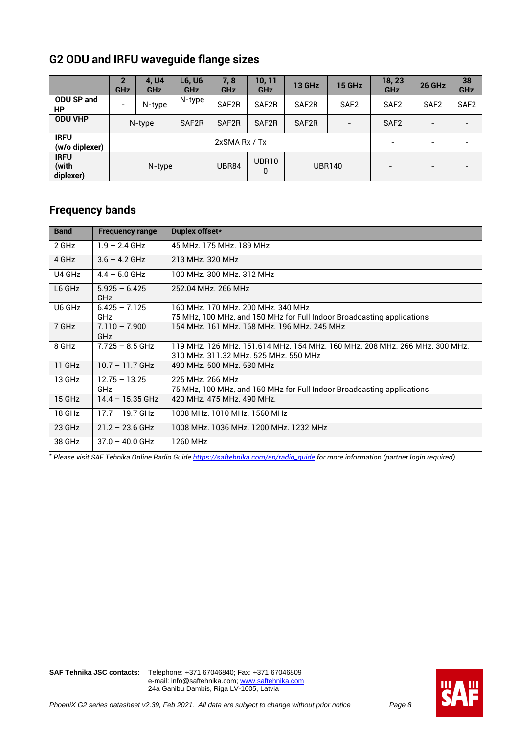## G2 ODU and IRFU waveguide flange sizes

| | 2 GHz | 4, U4 GHz | L6, U6 GHz | 7, 8 GHz | 10, 11 GHz | 13 GHz | 15 GHz | 18, 23 GHz | 26 GHz | 38 GHz |
|---|---|---|---|---|---|---|---|---|---|---|
| **ODU SP and HP** | - | N-type | N-type | SAF2R | SAF2R | SAF2R | SAF2 | SAF2 | SAF2 | SAF2 |
| **ODU VHP** | N-type | | SAF2R | SAF2R | SAF2R | SAF2R | - | SAF2 | - | - |
| **IRFU (w/o diplexer)** | 2xSMA Rx / Tx | | | | | | | - | - | - |
| **IRFU (with diplexer)** | N-type | | | UBR84 | UBR100 | UBR140 | | - | - | - |

## Frequency bands

| Band | Frequency range | Duplex offset* |
|---|---|---|
| 2 GHz | 1.9 – 2.4 GHz | 45 MHz. 175 MHz. 189 MHz |
| 4 GHz | 3.6 – 4.2 GHz | 213 MHz. 320 MHz |
| U4 GHz | 4.4 – 5.0 GHz | 100 MHz. 300 MHz. 312 MHz |
| L6 GHz | 5.925 – 6.425 GHz | 252.04 MHz. 266 MHz |
| U6 GHz | 6.425 – 7.125 GHz | 160 MHz. 170 MHz. 200 MHz. 340 MHz<br>75 MHz, 100 MHz, and 150 MHz for Full Indoor Broadcasting applications |
| 7 GHz | 7.110 – 7.900 GHz | 154 MHz. 161 MHz. 168 MHz. 196 MHz. 245 MHz |
| 8 GHz | 7.725 – 8.5 GHz | 119 MHz. 126 MHz. 151.614 MHz. 154 MHz. 160 MHz. 208 MHz. 266 MHz. 300 MHz. 310 MHz. 311.32 MHz. 525 MHz. 550 MHz |
| 11 GHz | 10.7 – 11.7 GHz | 490 MHz. 500 MHz. 530 MHz |
| 13 GHz | 12.75 – 13.25 GHz | 225 MHz. 266 MHz<br>75 MHz, 100 MHz, and 150 MHz for Full Indoor Broadcasting applications |
| 15 GHz | 14.4 – 15.35 GHz | 420 MHz. 475 MHz. 490 MHz. |
| 18 GHz | 17.7 – 19.7 GHz | 1008 MHz. 1010 MHz. 1560 MHz |
| 23 GHz | 21.2 – 23.6 GHz | 1008 MHz. 1036 MHz. 1200 MHz. 1232 MHz |
| 38 GHz | 37.0 – 40.0 GHz | 1260 MHz |

* *Please visit SAF Tehnika Online Radio Guide [https://saftehnika.com/en/radio_guide](https://saftehnika.com/en/radio_guide) for more information (partner login required).*

**SAF Tehnika JSC contacts:** Telephone: +371 67046840; Fax: +371 67046809
e-mail: info@saftehnika.com; www.saftehnika.com
24a Ganibu Dambis, Riga LV-1005, Latvia

*PhoeniX G2 series datasheet v2.39, Feb 2021. All data are subject to change without prior notice*